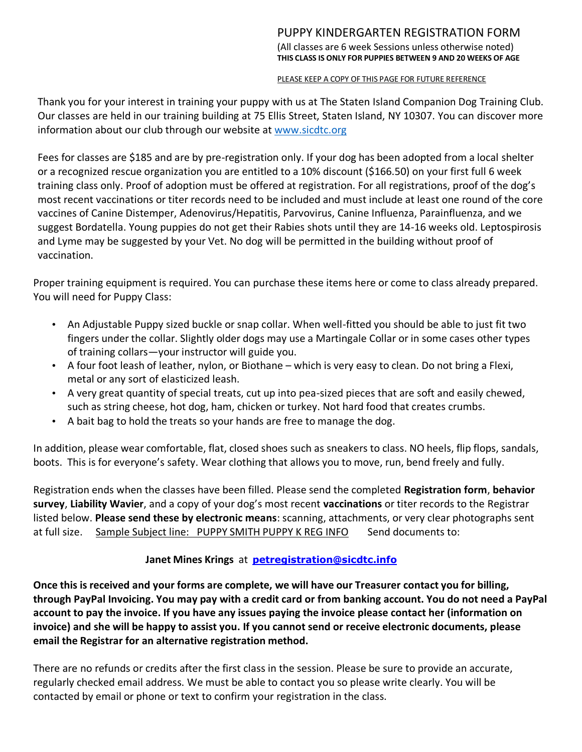# PUPPY KINDERGARTEN REGISTRATION FORM

(All classes are 6 week Sessions unless otherwise noted)
**THIS CLASS IS ONLY FOR PUPPIES BETWEEN 9 AND 20 WEEKS OF AGE**

PLEASE KEEP A COPY OF THIS PAGE FOR FUTURE REFERENCE

Thank you for your interest in training your puppy with us at The Staten Island Companion Dog Training Club. Our classes are held in our training building at 75 Ellis Street, Staten Island, NY 10307. You can discover more information about our club through our website at www.sicdtc.org

Fees for classes are $185 and are by pre-registration only. If your dog has been adopted from a local shelter or a recognized rescue organization you are entitled to a 10% discount ($166.50) on your first full 6 week training class only. Proof of adoption must be offered at registration. For all registrations, proof of the dog's most recent vaccinations or titer records need to be included and must include at least one round of the core vaccines of Canine Distemper, Adenovirus/Hepatitis, Parvovirus, Canine Influenza, Parainfluenza, and we suggest Bordatella. Young puppies do not get their Rabies shots until they are 14-16 weeks old. Leptospirosis and Lyme may be suggested by your Vet. No dog will be permitted in the building without proof of vaccination.

Proper training equipment is required. You can purchase these items here or come to class already prepared. You will need for Puppy Class:

- An Adjustable Puppy sized buckle or snap collar. When well-fitted you should be able to just fit two fingers under the collar. Slightly older dogs may use a Martingale Collar or in some cases other types of training collars—your instructor will guide you.
- A four foot leash of leather, nylon, or Biothane – which is very easy to clean. Do not bring a Flexi, metal or any sort of elasticized leash.
- A very great quantity of special treats, cut up into pea-sized pieces that are soft and easily chewed, such as string cheese, hot dog, ham, chicken or turkey. Not hard food that creates crumbs.
- A bait bag to hold the treats so your hands are free to manage the dog.

In addition, please wear comfortable, flat, closed shoes such as sneakers to class. NO heels, flip flops, sandals, boots. This is for everyone's safety. Wear clothing that allows you to move, run, bend freely and fully.

Registration ends when the classes have been filled. Please send the completed **Registration form**, **behavior survey**, **Liability Wavier**, and a copy of your dog's most recent **vaccinations** or titer records to the Registrar listed below. **Please send these by electronic means**: scanning, attachments, or very clear photographs sent at full size. Sample Subject line: PUPPY SMITH PUPPY K REG INFO Send documents to:

**Janet Mines Krings** at **petregistration@sicdtc.info**

**Once this is received and your forms are complete, we will have our Treasurer contact you for billing, through PayPal Invoicing. You may pay with a credit card or from banking account. You do not need a PayPal account to pay the invoice. If you have any issues paying the invoice please contact her (information on invoice) and she will be happy to assist you. If you cannot send or receive electronic documents, please email the Registrar for an alternative registration method.**

There are no refunds or credits after the first class in the session. Please be sure to provide an accurate, regularly checked email address. We must be able to contact you so please write clearly. You will be contacted by email or phone or text to confirm your registration in the class.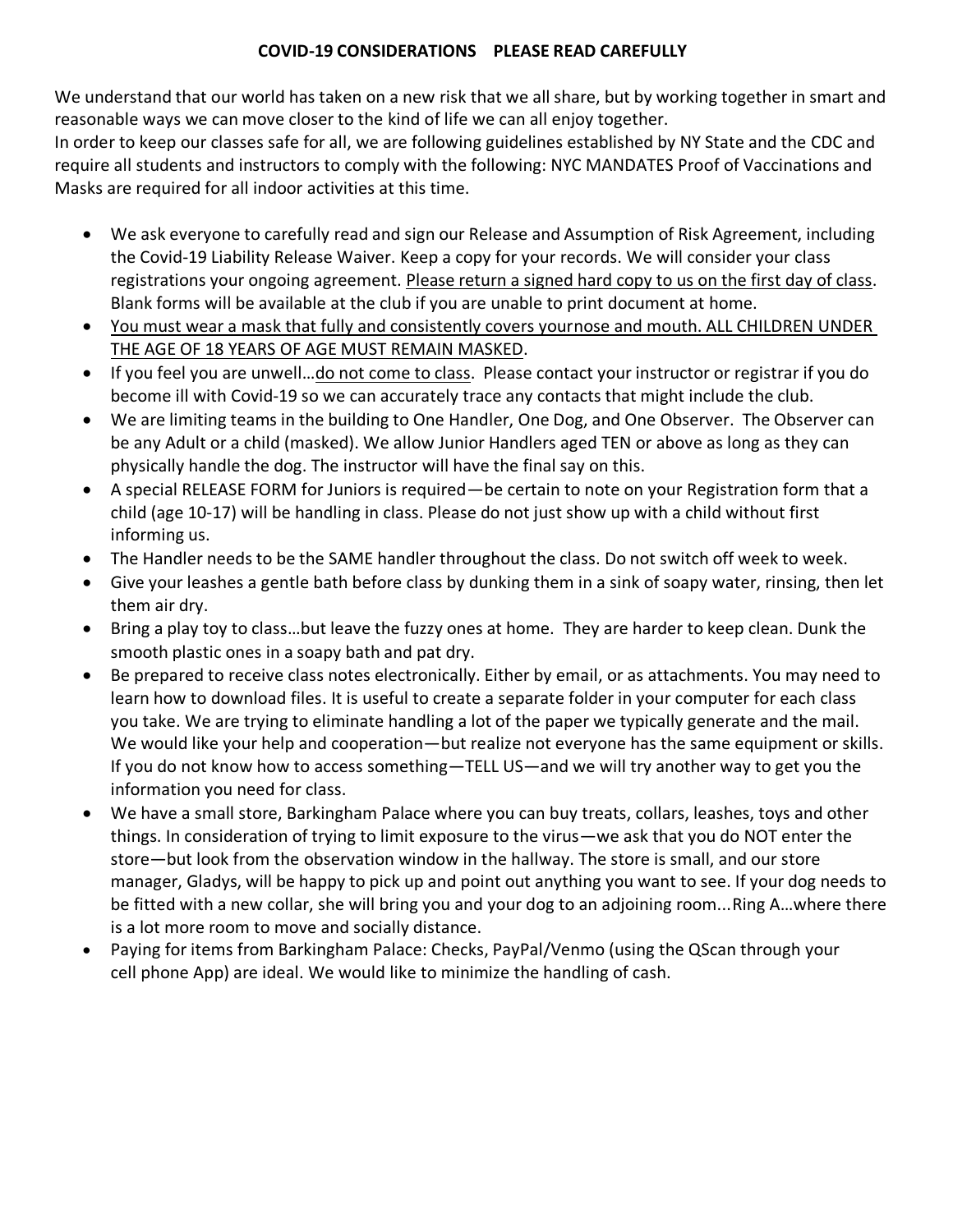**COVID-19 CONSIDERATIONS    PLEASE READ CAREFULLY**

We understand that our world has taken on a new risk that we all share, but by working together in smart and reasonable ways we can move closer to the kind of life we can all enjoy together.
In order to keep our classes safe for all, we are following guidelines established by NY State and the CDC and require all students and instructors to comply with the following: NYC MANDATES Proof of Vaccinations and Masks are required for all indoor activities at this time.

- We ask everyone to carefully read and sign our Release and Assumption of Risk Agreement, including the Covid-19 Liability Release Waiver. Keep a copy for your records. We will consider your class registrations your ongoing agreement. Please return a signed hard copy to us on the first day of class. Blank forms will be available at the club if you are unable to print document at home.
- You must wear a mask that fully and consistently covers yournose and mouth. ALL CHILDREN UNDER THE AGE OF 18 YEARS OF AGE MUST REMAIN MASKED.
- If you feel you are unwell…do not come to class. Please contact your instructor or registrar if you do become ill with Covid-19 so we can accurately trace any contacts that might include the club.
- We are limiting teams in the building to One Handler, One Dog, and One Observer. The Observer can be any Adult or a child (masked). We allow Junior Handlers aged TEN or above as long as they can physically handle the dog. The instructor will have the final say on this.
- A special RELEASE FORM for Juniors is required—be certain to note on your Registration form that a child (age 10-17) will be handling in class. Please do not just show up with a child without first informing us.
- The Handler needs to be the SAME handler throughout the class. Do not switch off week to week.
- Give your leashes a gentle bath before class by dunking them in a sink of soapy water, rinsing, then let them air dry.
- Bring a play toy to class…but leave the fuzzy ones at home. They are harder to keep clean. Dunk the smooth plastic ones in a soapy bath and pat dry.
- Be prepared to receive class notes electronically. Either by email, or as attachments. You may need to learn how to download files. It is useful to create a separate folder in your computer for each class you take. We are trying to eliminate handling a lot of the paper we typically generate and the mail. We would like your help and cooperation—but realize not everyone has the same equipment or skills. If you do not know how to access something—TELL US—and we will try another way to get you the information you need for class.
- We have a small store, Barkingham Palace where you can buy treats, collars, leashes, toys and other things. In consideration of trying to limit exposure to the virus—we ask that you do NOT enter the store—but look from the observation window in the hallway. The store is small, and our store manager, Gladys, will be happy to pick up and point out anything you want to see. If your dog needs to be fitted with a new collar, she will bring you and your dog to an adjoining room...Ring A…where there is a lot more room to move and socially distance.
- Paying for items from Barkingham Palace: Checks, PayPal/Venmo (using the QScan through your cell phone App) are ideal. We would like to minimize the handling of cash.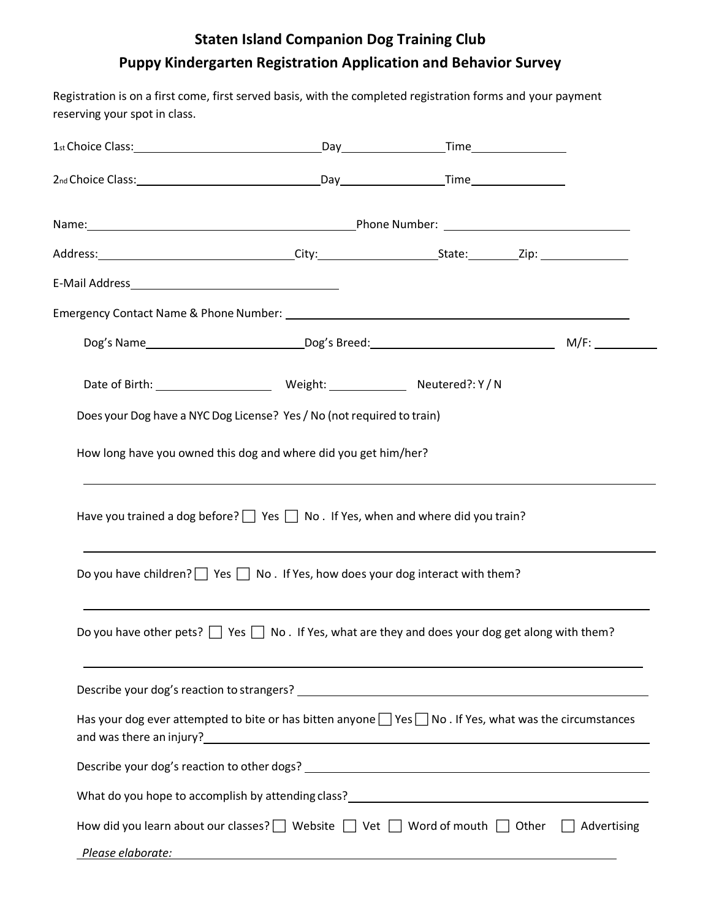# Staten Island Companion Dog Training Club
## Puppy Kindergarten Registration Application and Behavior Survey

Registration is on a first come, first served basis, with the completed registration forms and your payment reserving your spot in class.

1st Choice Class: ______________________ Day ______________ Time ______________

2nd Choice Class: ______________________ Day ______________ Time ______________

Name: ______________________________ Phone Number: ______________________

Address: ______________________ City: ______________ State: ________ Zip: ____________

E-Mail Address ______________________________

Emergency Contact Name & Phone Number: ______________________________________________

Dog's Name ______________________ Dog's Breed: ______________________ M/F: __________

Date of Birth: ______________ Weight: ____________ Neutered?: Y / N

Does your Dog have a NYC Dog License? Yes / No (not required to train)

How long have you owned this dog and where did you get him/her?

______________________________________________________________________

Have you trained a dog before? ☐ Yes ☐ No . If Yes, when and where did you train?

______________________________________________________________________

Do you have children? ☐ Yes ☐ No . If Yes, how does your dog interact with them?

______________________________________________________________________

Do you have other pets? ☐ Yes ☐ No . If Yes, what are they and does your dog get along with them?

______________________________________________________________________

Describe your dog's reaction to strangers? ______________________________________________

Has your dog ever attempted to bite or has bitten anyone ☐ Yes ☐ No . If Yes, what was the circumstances and was there an injury? ______________________________________________

Describe your dog's reaction to other dogs? ______________________________________________

What do you hope to accomplish by attending class? ______________________________________

How did you learn about our classes? ☐ Website ☐ Vet ☐ Word of mouth ☐ Other ☐ Advertising

*Please elaborate:* ______________________________________________________________